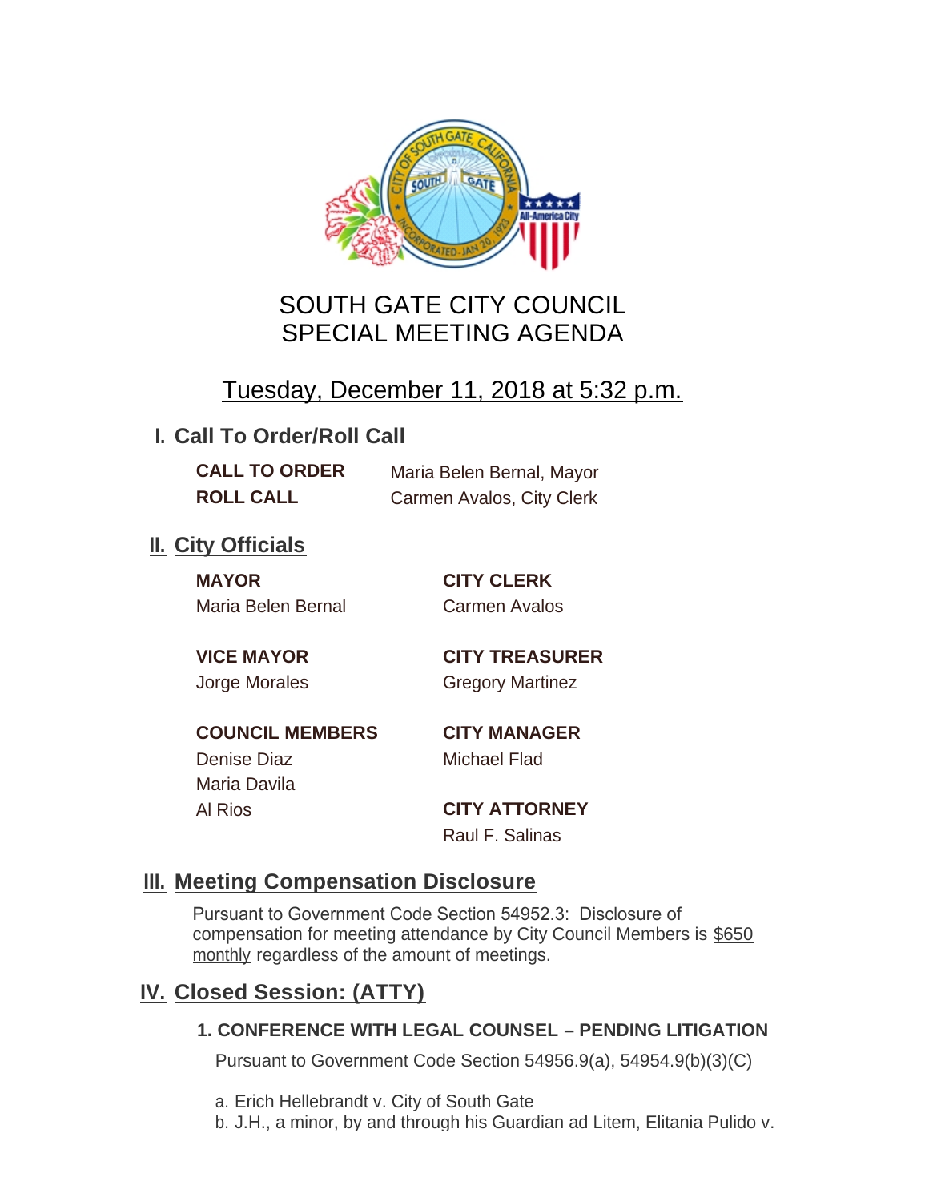# SOUTH GATE CITY COUNCIL
# SPECIAL MEETING AGENDA

## Tuesday, December 11, 2018 at 5:32 p.m.

## I. Call To Order/Roll Call

**CALL TO ORDER** Maria Belen Bernal, Mayor
**ROLL CALL** Carmen Avalos, City Clerk

## II. City Officials

**MAYOR**
Maria Belen Bernal

**VICE MAYOR**
Jorge Morales

**COUNCIL MEMBERS**
Denise Diaz
Maria Davila
Al Rios

**CITY CLERK**
Carmen Avalos

**CITY TREASURER**
Gregory Martinez

**CITY MANAGER**
Michael Flad

**CITY ATTORNEY**
Raul F. Salinas

## III. Meeting Compensation Disclosure

Pursuant to Government Code Section 54952.3: Disclosure of compensation for meeting attendance by City Council Members is $650 monthly regardless of the amount of meetings.

## IV. Closed Session: (ATTY)

### 1. CONFERENCE WITH LEGAL COUNSEL – PENDING LITIGATION

Pursuant to Government Code Section 54956.9(a), 54954.9(b)(3)(C)

a. Erich Hellebrandt v. City of South Gate
b. J.H., a minor, by and through his Guardian ad Litem, Elitania Pulido v.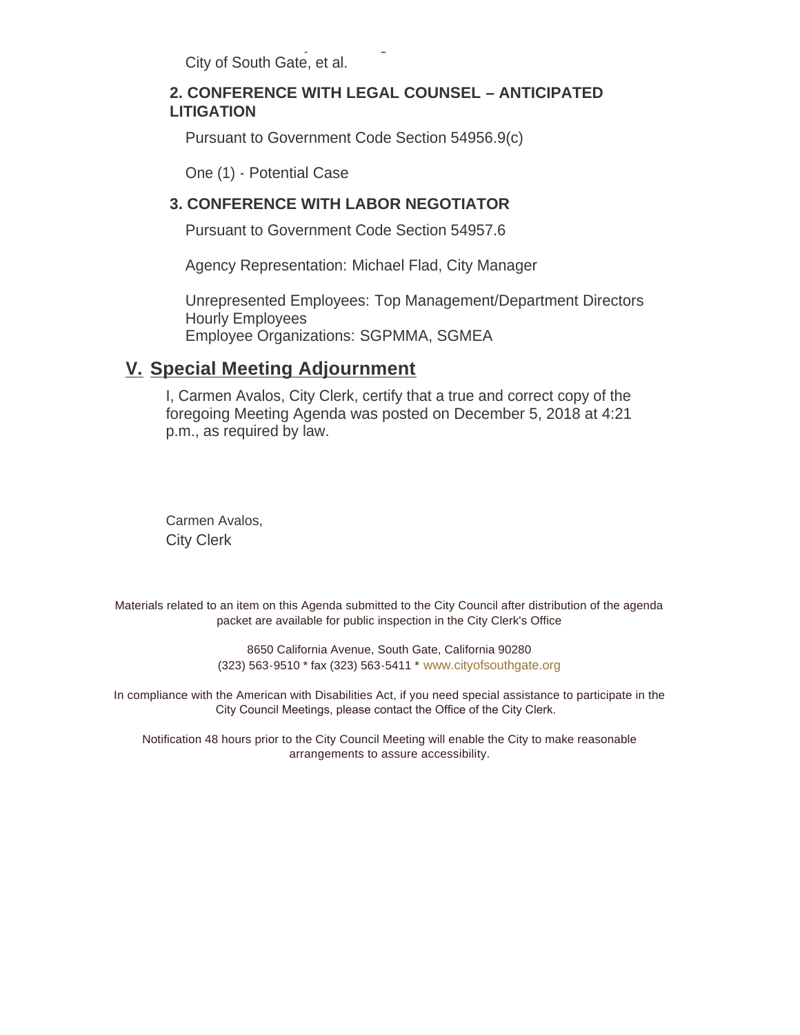City of South Gate, et al.

**2. CONFERENCE WITH LEGAL COUNSEL – ANTICIPATED LITIGATION**

Pursuant to Government Code Section 54956.9(c)

One (1) - Potential Case

**3. CONFERENCE WITH LABOR NEGOTIATOR**

Pursuant to Government Code Section 54957.6

Agency Representation: Michael Flad, City Manager

Unrepresented Employees: Top Management/Department Directors
Hourly Employees
Employee Organizations: SGPMMA, SGMEA

## V. Special Meeting Adjournment

I, Carmen Avalos, City Clerk, certify that a true and correct copy of the foregoing Meeting Agenda was posted on December 5, 2018 at 4:21 p.m., as required by law.

Carmen Avalos,
City Clerk

Materials related to an item on this Agenda submitted to the City Council after distribution of the agenda packet are available for public inspection in the City Clerk's Office

8650 California Avenue, South Gate, California 90280
(323) 563-9510 * fax (323) 563-5411 * www.cityofsouthgate.org

In compliance with the American with Disabilities Act, if you need special assistance to participate in the City Council Meetings, please contact the Office of the City Clerk.

Notification 48 hours prior to the City Council Meeting will enable the City to make reasonable arrangements to assure accessibility.